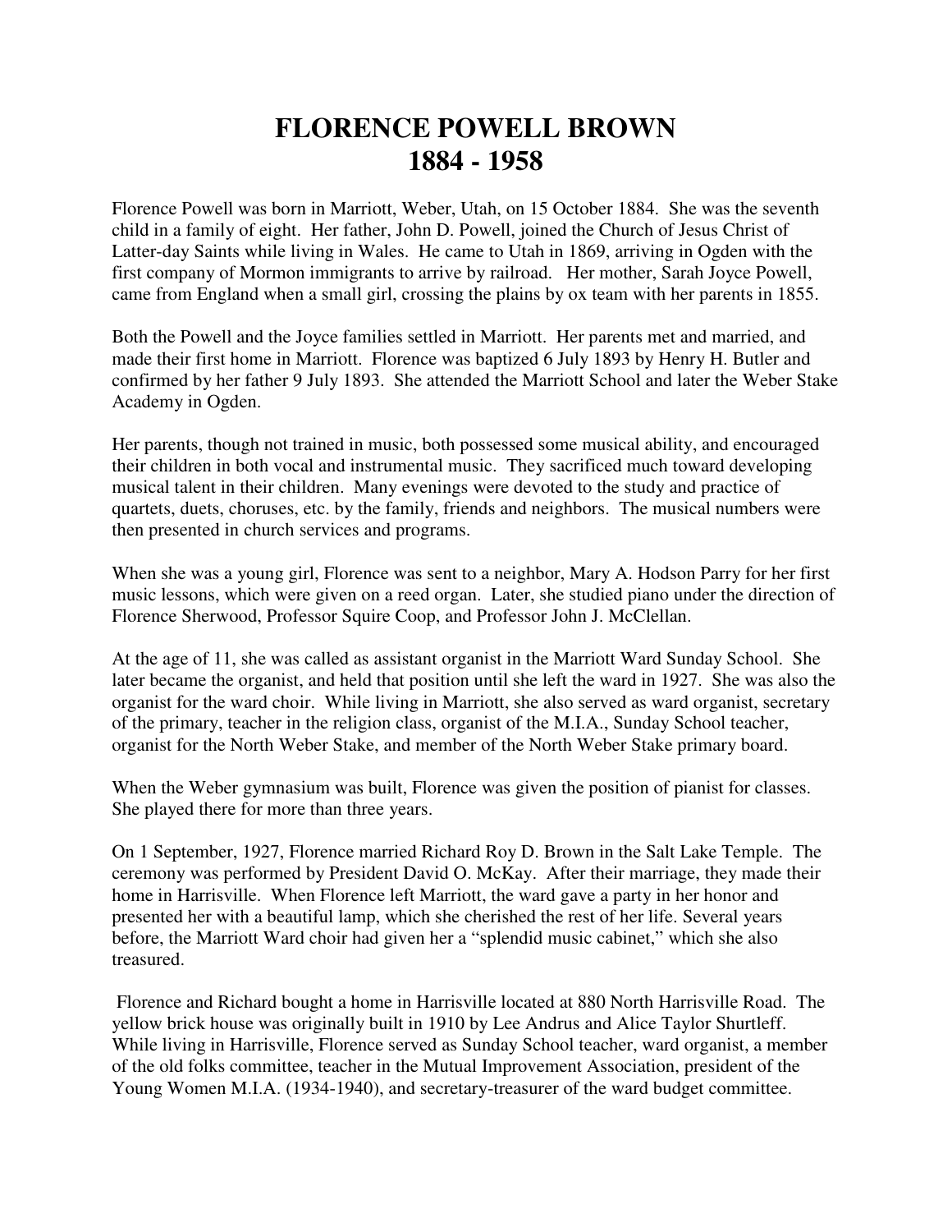# FLORENCE POWELL BROWN
# 1884 - 1958

Florence Powell was born in Marriott, Weber, Utah, on 15 October 1884. She was the seventh child in a family of eight. Her father, John D. Powell, joined the Church of Jesus Christ of Latter-day Saints while living in Wales. He came to Utah in 1869, arriving in Ogden with the first company of Mormon immigrants to arrive by railroad. Her mother, Sarah Joyce Powell, came from England when a small girl, crossing the plains by ox team with her parents in 1855.

Both the Powell and the Joyce families settled in Marriott. Her parents met and married, and made their first home in Marriott. Florence was baptized 6 July 1893 by Henry H. Butler and confirmed by her father 9 July 1893. She attended the Marriott School and later the Weber Stake Academy in Ogden.

Her parents, though not trained in music, both possessed some musical ability, and encouraged their children in both vocal and instrumental music. They sacrificed much toward developing musical talent in their children. Many evenings were devoted to the study and practice of quartets, duets, choruses, etc. by the family, friends and neighbors. The musical numbers were then presented in church services and programs.

When she was a young girl, Florence was sent to a neighbor, Mary A. Hodson Parry for her first music lessons, which were given on a reed organ. Later, she studied piano under the direction of Florence Sherwood, Professor Squire Coop, and Professor John J. McClellan.

At the age of 11, she was called as assistant organist in the Marriott Ward Sunday School. She later became the organist, and held that position until she left the ward in 1927. She was also the organist for the ward choir. While living in Marriott, she also served as ward organist, secretary of the primary, teacher in the religion class, organist of the M.I.A., Sunday School teacher, organist for the North Weber Stake, and member of the North Weber Stake primary board.

When the Weber gymnasium was built, Florence was given the position of pianist for classes. She played there for more than three years.

On 1 September, 1927, Florence married Richard Roy D. Brown in the Salt Lake Temple. The ceremony was performed by President David O. McKay. After their marriage, they made their home in Harrisville. When Florence left Marriott, the ward gave a party in her honor and presented her with a beautiful lamp, which she cherished the rest of her life. Several years before, the Marriott Ward choir had given her a "splendid music cabinet," which she also treasured.

Florence and Richard bought a home in Harrisville located at 880 North Harrisville Road. The yellow brick house was originally built in 1910 by Lee Andrus and Alice Taylor Shurtleff. While living in Harrisville, Florence served as Sunday School teacher, ward organist, a member of the old folks committee, teacher in the Mutual Improvement Association, president of the Young Women M.I.A. (1934-1940), and secretary-treasurer of the ward budget committee.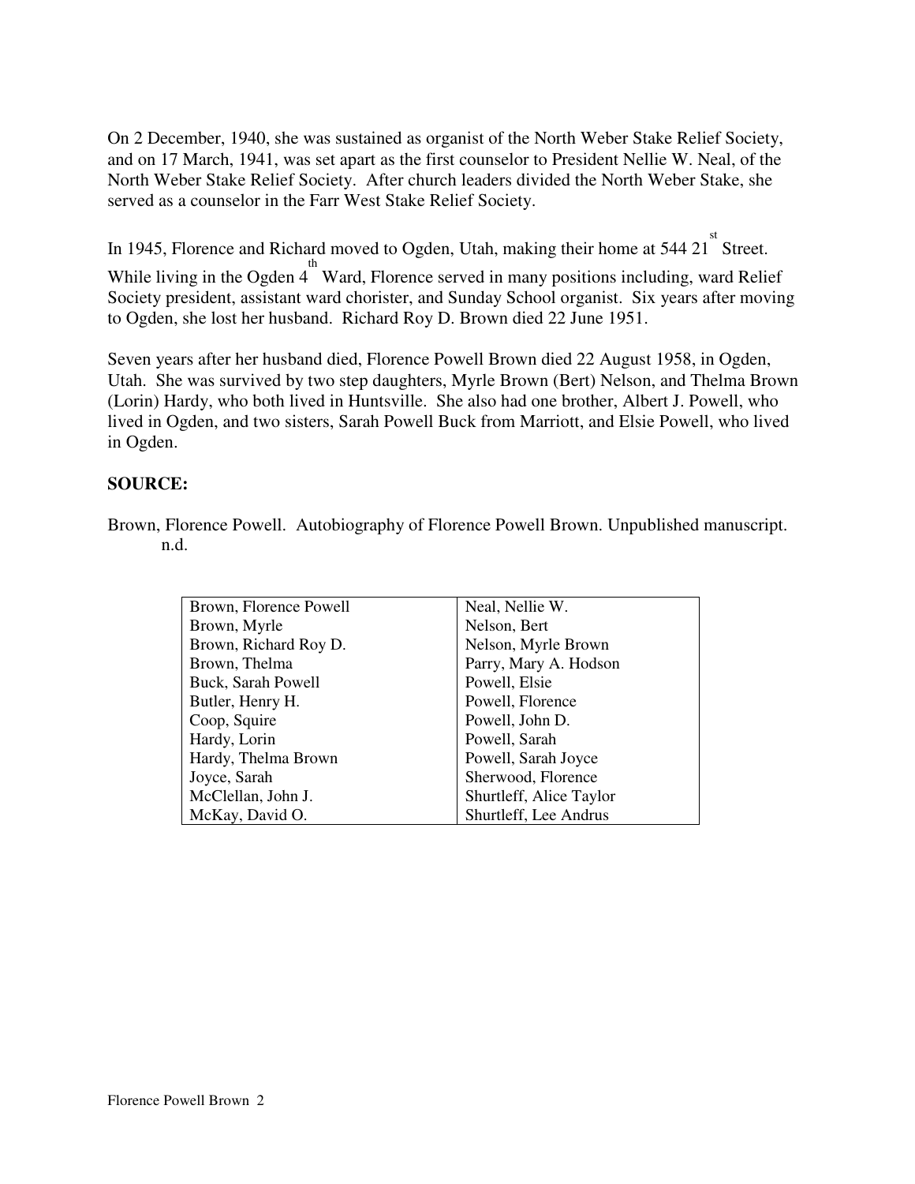On 2 December, 1940, she was sustained as organist of the North Weber Stake Relief Society, and on 17 March, 1941, was set apart as the first counselor to President Nellie W. Neal, of the North Weber Stake Relief Society. After church leaders divided the North Weber Stake, she served as a counselor in the Farr West Stake Relief Society.

In 1945, Florence and Richard moved to Ogden, Utah, making their home at 544 21st Street. While living in the Ogden 4th Ward, Florence served in many positions including, ward Relief Society president, assistant ward chorister, and Sunday School organist. Six years after moving to Ogden, she lost her husband. Richard Roy D. Brown died 22 June 1951.

Seven years after her husband died, Florence Powell Brown died 22 August 1958, in Ogden, Utah. She was survived by two step daughters, Myrle Brown (Bert) Nelson, and Thelma Brown (Lorin) Hardy, who both lived in Huntsville. She also had one brother, Albert J. Powell, who lived in Ogden, and two sisters, Sarah Powell Buck from Marriott, and Elsie Powell, who lived in Ogden.

**SOURCE:**

Brown, Florence Powell. Autobiography of Florence Powell Brown. Unpublished manuscript. n.d.

| | |
|---|---|
| Brown, Florence Powell | Neal, Nellie W. |
| Brown, Myrle | Nelson, Bert |
| Brown, Richard Roy D. | Nelson, Myrle Brown |
| Brown, Thelma | Parry, Mary A. Hodson |
| Buck, Sarah Powell | Powell, Elsie |
| Butler, Henry H. | Powell, Florence |
| Coop, Squire | Powell, John D. |
| Hardy, Lorin | Powell, Sarah |
| Hardy, Thelma Brown | Powell, Sarah Joyce |
| Joyce, Sarah | Sherwood, Florence |
| McClellan, John J. | Shurtleff, Alice Taylor |
| McKay, David O. | Shurtleff, Lee Andrus |